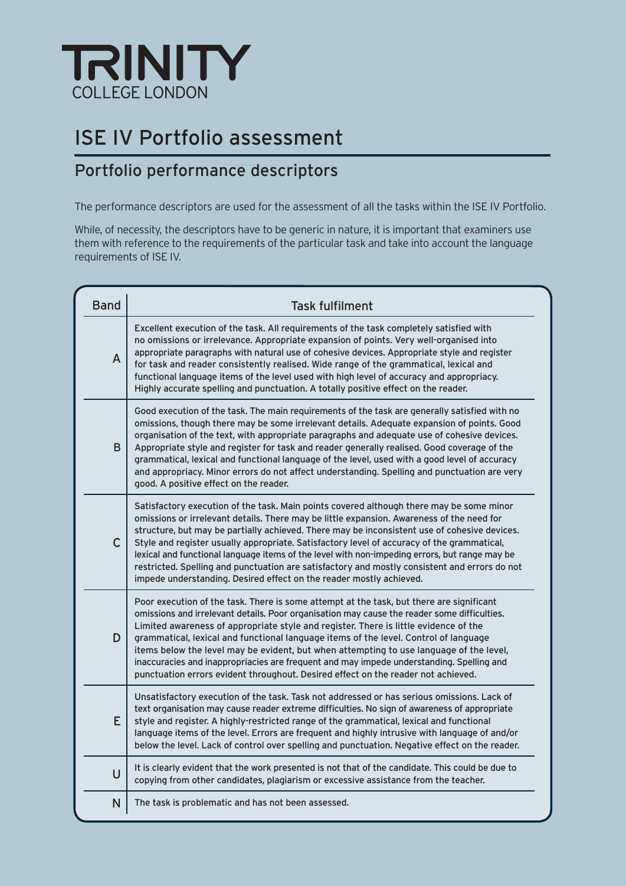# TRINITY COLLEGE LONDON

# ISE IV Portfolio assessment

## Portfolio performance descriptors

The performance descriptors are used for the assessment of all the tasks within the ISE IV Portfolio.

While, of necessity, the descriptors have to be generic in nature, it is important that examiners use them with reference to the requirements of the particular task and take into account the language requirements of ISE IV.

| Band | Task fulfilment |
|---|---|
| A | Excellent execution of the task. All requirements of the task completely satisfied with no omissions or irrelevance. Appropriate expansion of points. Very well-organised into appropriate paragraphs with natural use of cohesive devices. Appropriate style and register for task and reader consistently realised. Wide range of the grammatical, lexical and functional language items of the level used with high level of accuracy and appropriacy. Highly accurate spelling and punctuation. A totally positive effect on the reader. |
| B | Good execution of the task. The main requirements of the task are generally satisfied with no omissions, though there may be some irrelevant details. Adequate expansion of points. Good organisation of the text, with appropriate paragraphs and adequate use of cohesive devices. Appropriate style and register for task and reader generally realised. Good coverage of the grammatical, lexical and functional language of the level, used with a good level of accuracy and appropriacy. Minor errors do not affect understanding. Spelling and punctuation are very good. A positive effect on the reader. |
| C | Satisfactory execution of the task. Main points covered although there may be some minor omissions or irrelevant details. There may be little expansion. Awareness of the need for structure, but may be partially achieved. There may be inconsistent use of cohesive devices. Style and register usually appropriate. Satisfactory level of accuracy of the grammatical, lexical and functional language items of the level with non-impeding errors, but range may be restricted. Spelling and punctuation are satisfactory and mostly consistent and errors do not impede understanding. Desired effect on the reader mostly achieved. |
| D | Poor execution of the task. There is some attempt at the task, but there are significant omissions and irrelevant details. Poor organisation may cause the reader some difficulties. Limited awareness of appropriate style and register. There is little evidence of the grammatical, lexical and functional language items of the level. Control of language items below the level may be evident, but when attempting to use language of the level, inaccuracies and inappropriacies are frequent and may impede understanding. Spelling and punctuation errors evident throughout. Desired effect on the reader not achieved. |
| E | Unsatisfactory execution of the task. Task not addressed or has serious omissions. Lack of text organisation may cause reader extreme difficulties. No sign of awareness of appropriate style and register. A highly-restricted range of the grammatical, lexical and functional language items of the level. Errors are frequent and highly intrusive with language of and/or below the level. Lack of control over spelling and punctuation. Negative effect on the reader. |
| U | It is clearly evident that the work presented is not that of the candidate. This could be due to copying from other candidates, plagiarism or excessive assistance from the teacher. |
| N | The task is problematic and has not been assessed. |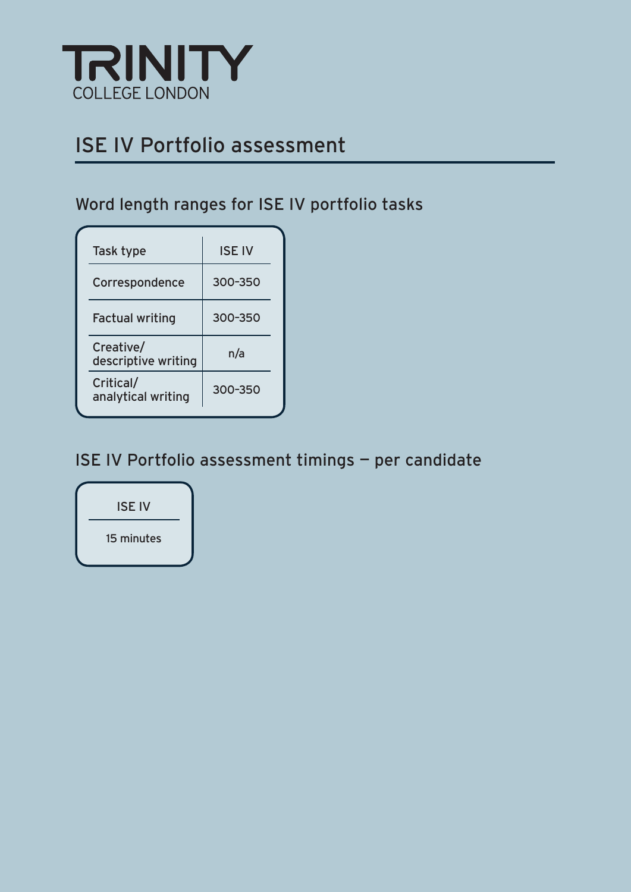TRINITY
COLLEGE LONDON

# ISE IV Portfolio assessment

## Word length ranges for ISE IV portfolio tasks

| Task type | ISE IV |
|---|---|
| Correspondence | 300–350 |
| Factual writing | 300–350 |
| Creative/ descriptive writing | n/a |
| Critical/ analytical writing | 300–350 |

## ISE IV Portfolio assessment timings – per candidate

| ISE IV |
|---|
| 15 minutes |